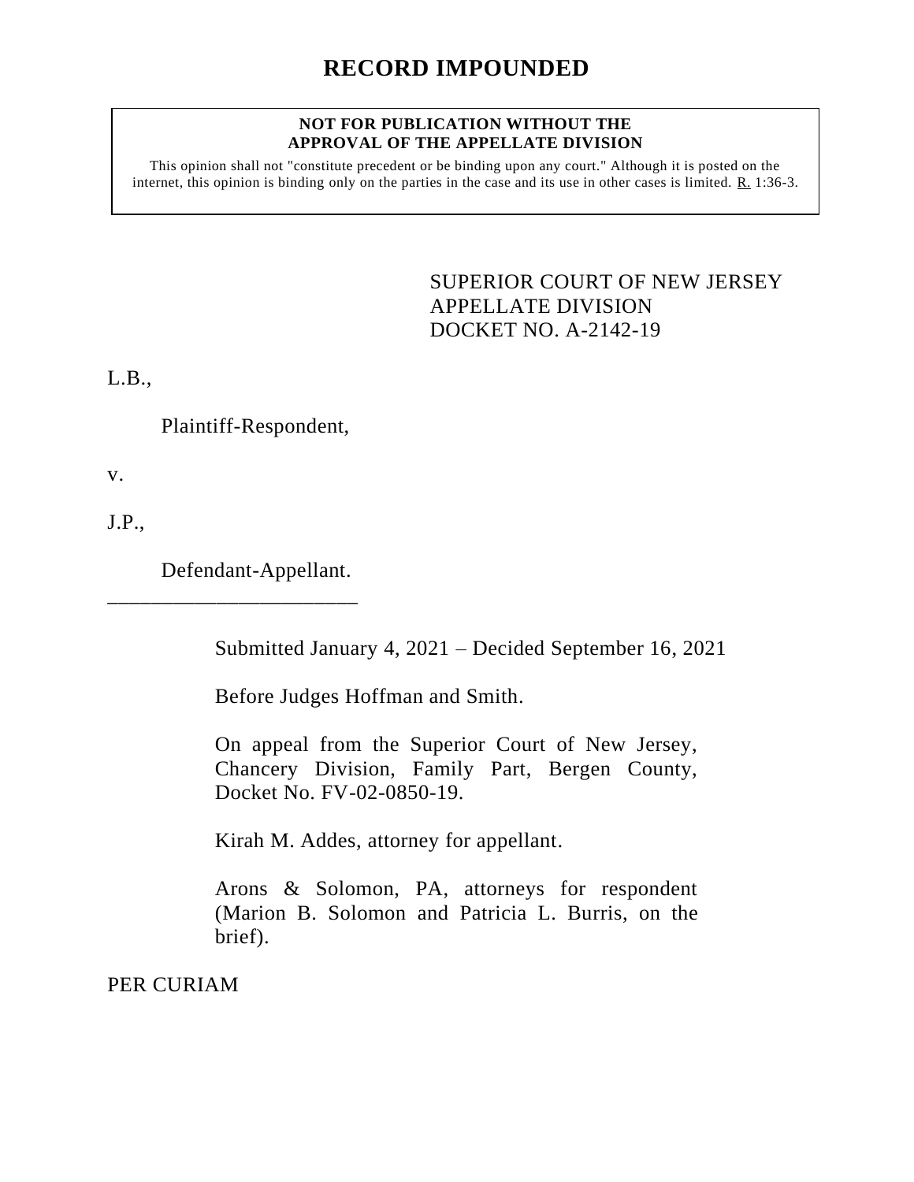# RECORD IMPOUNDED

**NOT FOR PUBLICATION WITHOUT THE APPROVAL OF THE APPELLATE DIVISION**

This opinion shall not "constitute precedent or be binding upon any court." Although it is posted on the internet, this opinion is binding only on the parties in the case and its use in other cases is limited. R. 1:36-3.

SUPERIOR COURT OF NEW JERSEY
APPELLATE DIVISION
DOCKET NO. A-2142-19

L.B.,

Plaintiff-Respondent,

v.

J.P.,

Defendant-Appellant.

________________________

Submitted January 4, 2021 – Decided September 16, 2021

Before Judges Hoffman and Smith.

On appeal from the Superior Court of New Jersey, Chancery Division, Family Part, Bergen County, Docket No. FV-02-0850-19.

Kirah M. Addes, attorney for appellant.

Arons & Solomon, PA, attorneys for respondent (Marion B. Solomon and Patricia L. Burris, on the brief).

PER CURIAM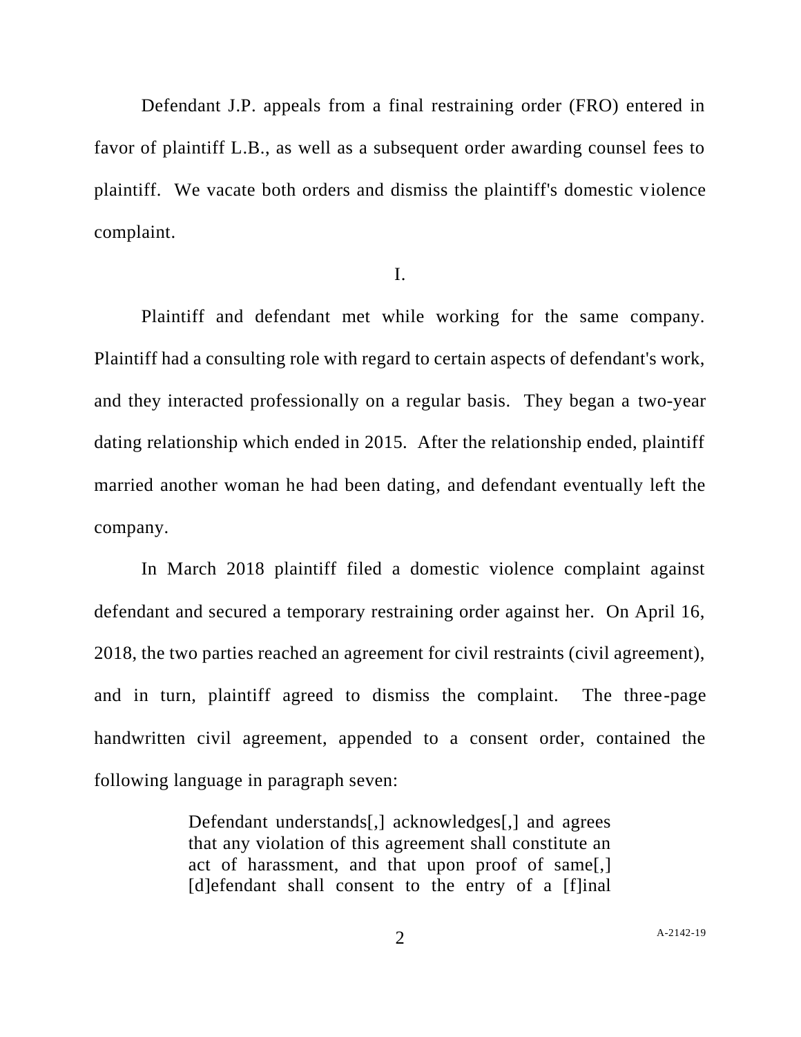Defendant J.P. appeals from a final restraining order (FRO) entered in favor of plaintiff L.B., as well as a subsequent order awarding counsel fees to plaintiff. We vacate both orders and dismiss the plaintiff's domestic violence complaint.

I.

Plaintiff and defendant met while working for the same company. Plaintiff had a consulting role with regard to certain aspects of defendant's work, and they interacted professionally on a regular basis. They began a two-year dating relationship which ended in 2015. After the relationship ended, plaintiff married another woman he had been dating, and defendant eventually left the company.

In March 2018 plaintiff filed a domestic violence complaint against defendant and secured a temporary restraining order against her. On April 16, 2018, the two parties reached an agreement for civil restraints (civil agreement), and in turn, plaintiff agreed to dismiss the complaint. The three-page handwritten civil agreement, appended to a consent order, contained the following language in paragraph seven:

> Defendant understands[,] acknowledges[,] and agrees that any violation of this agreement shall constitute an act of harassment, and that upon proof of same[,] [d]efendant shall consent to the entry of a [f]inal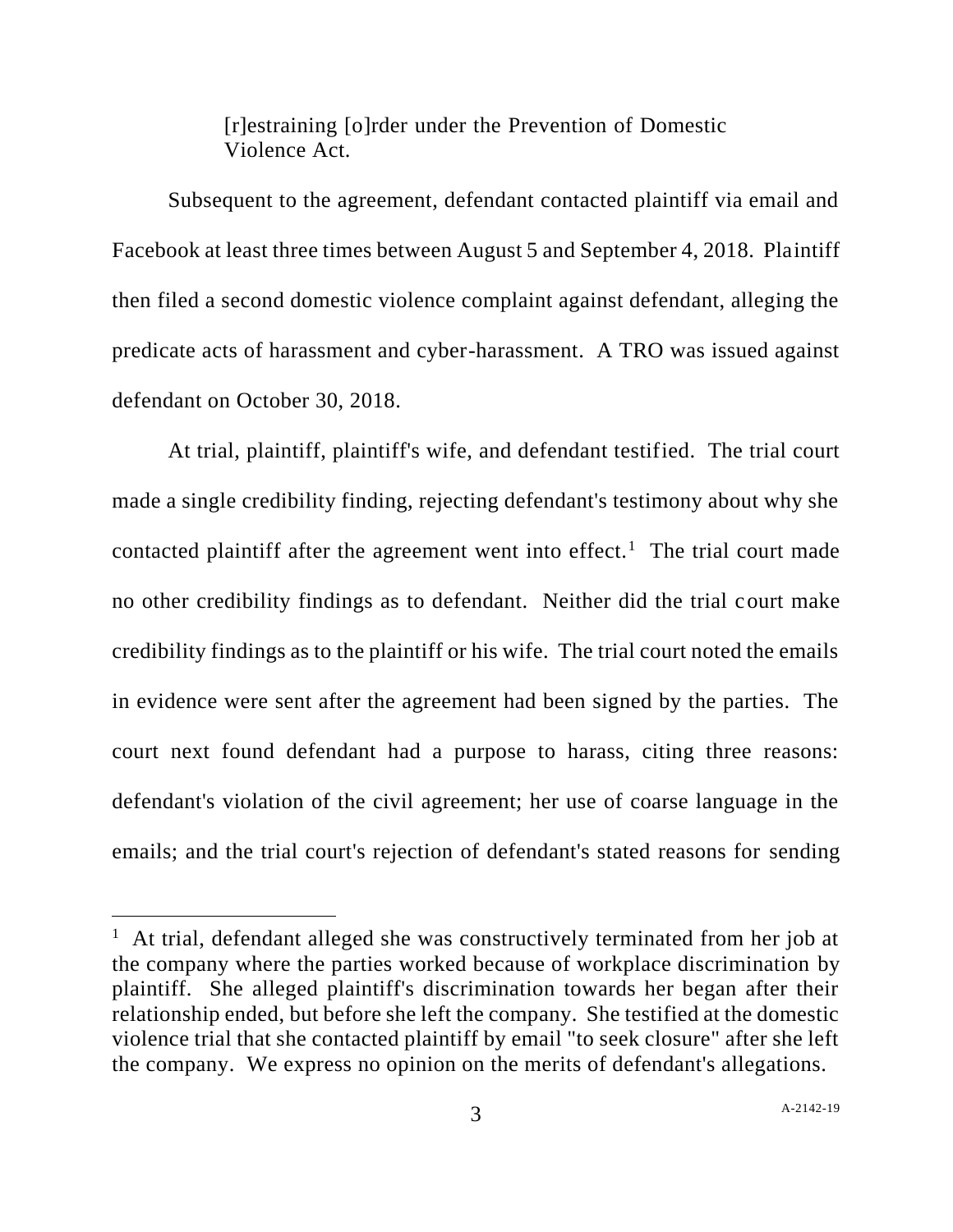> [r]estraining [o]rder under the Prevention of Domestic Violence Act.

Subsequent to the agreement, defendant contacted plaintiff via email and Facebook at least three times between August 5 and September 4, 2018. Plaintiff then filed a second domestic violence complaint against defendant, alleging the predicate acts of harassment and cyber-harassment. A TRO was issued against defendant on October 30, 2018.

At trial, plaintiff, plaintiff's wife, and defendant testified. The trial court made a single credibility finding, rejecting defendant's testimony about why she contacted plaintiff after the agreement went into effect.[1] The trial court made no other credibility findings as to defendant. Neither did the trial court make credibility findings as to the plaintiff or his wife. The trial court noted the emails in evidence were sent after the agreement had been signed by the parties. The court next found defendant had a purpose to harass, citing three reasons: defendant's violation of the civil agreement; her use of coarse language in the emails; and the trial court's rejection of defendant's stated reasons for sending

---

[1] At trial, defendant alleged she was constructively terminated from her job at the company where the parties worked because of workplace discrimination by plaintiff. She alleged plaintiff's discrimination towards her began after their relationship ended, but before she left the company. She testified at the domestic violence trial that she contacted plaintiff by email "to seek closure" after she left the company. We express no opinion on the merits of defendant's allegations.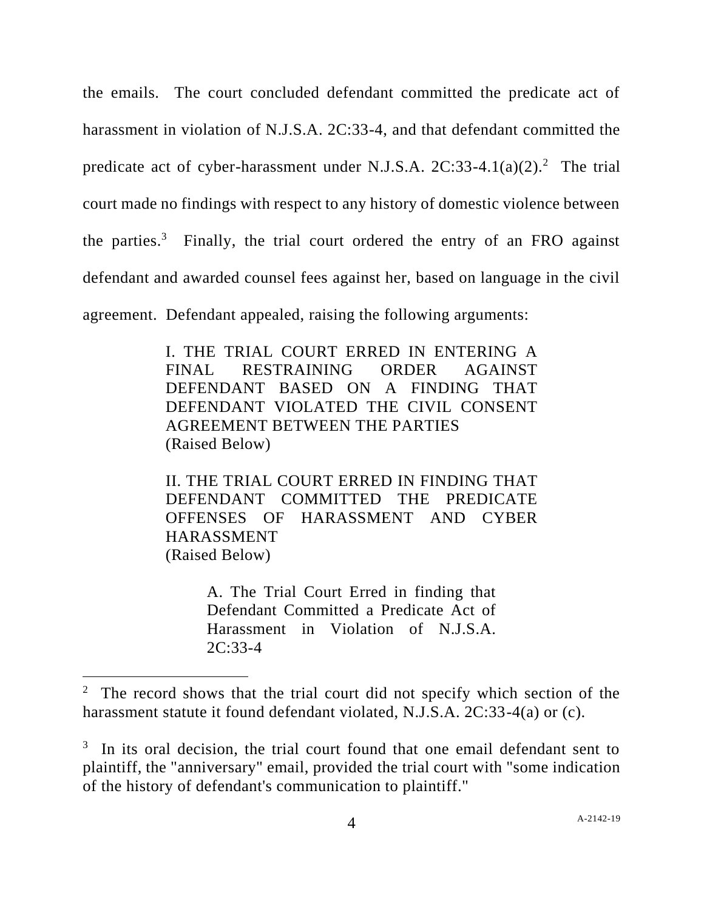the emails. The court concluded defendant committed the predicate act of harassment in violation of N.J.S.A. 2C:33-4, and that defendant committed the predicate act of cyber-harassment under N.J.S.A. 2C:33-4.1(a)(2).[2] The trial court made no findings with respect to any history of domestic violence between the parties.[3] Finally, the trial court ordered the entry of an FRO against defendant and awarded counsel fees against her, based on language in the civil agreement. Defendant appealed, raising the following arguments:

> I. THE TRIAL COURT ERRED IN ENTERING A FINAL RESTRAINING ORDER AGAINST DEFENDANT BASED ON A FINDING THAT DEFENDANT VIOLATED THE CIVIL CONSENT AGREEMENT BETWEEN THE PARTIES
> (Raised Below)
>
> II. THE TRIAL COURT ERRED IN FINDING THAT DEFENDANT COMMITTED THE PREDICATE OFFENSES OF HARASSMENT AND CYBER HARASSMENT
> (Raised Below)
>
> > A. The Trial Court Erred in finding that Defendant Committed a Predicate Act of Harassment in Violation of N.J.S.A. 2C:33-4

---

[2] The record shows that the trial court did not specify which section of the harassment statute it found defendant violated, N.J.S.A. 2C:33-4(a) or (c).

[3] In its oral decision, the trial court found that one email defendant sent to plaintiff, the "anniversary" email, provided the trial court with "some indication of the history of defendant's communication to plaintiff."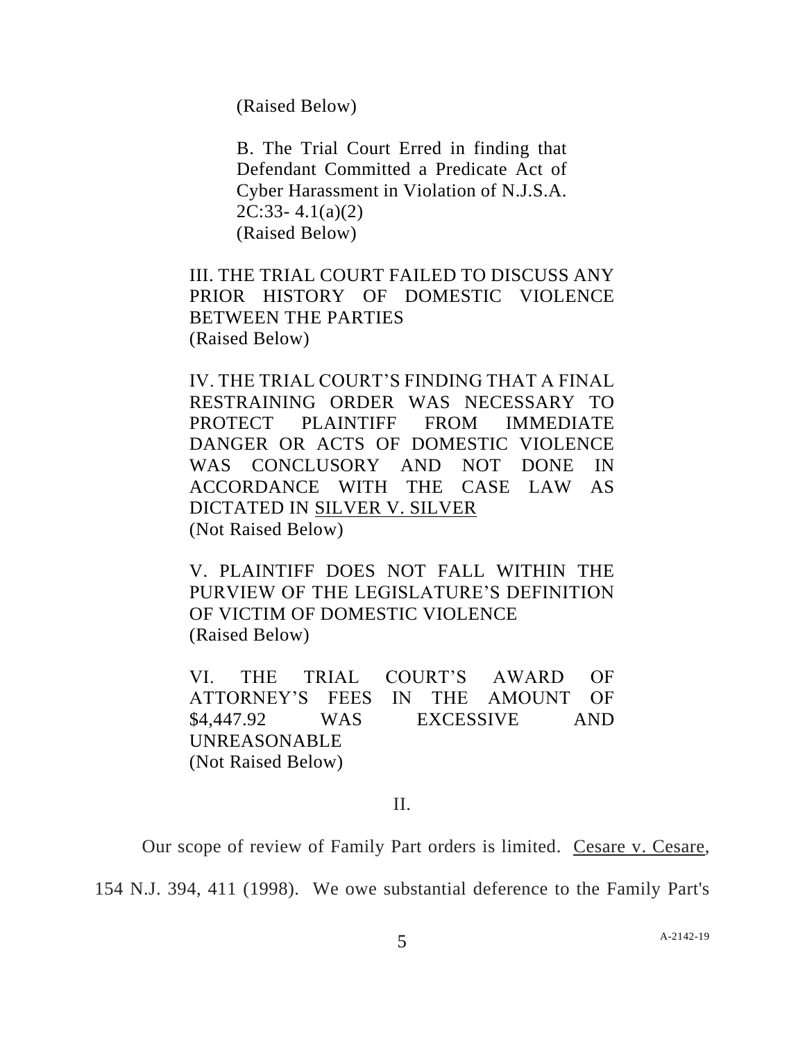(Raised Below)

B. The Trial Court Erred in finding that Defendant Committed a Predicate Act of Cyber Harassment in Violation of N.J.S.A. 2C:33- 4.1(a)(2)
(Raised Below)

III. THE TRIAL COURT FAILED TO DISCUSS ANY PRIOR HISTORY OF DOMESTIC VIOLENCE BETWEEN THE PARTIES
(Raised Below)

IV. THE TRIAL COURT'S FINDING THAT A FINAL RESTRAINING ORDER WAS NECESSARY TO PROTECT PLAINTIFF FROM IMMEDIATE DANGER OR ACTS OF DOMESTIC VIOLENCE WAS CONCLUSORY AND NOT DONE IN ACCORDANCE WITH THE CASE LAW AS DICTATED IN SILVER V. SILVER
(Not Raised Below)

V. PLAINTIFF DOES NOT FALL WITHIN THE PURVIEW OF THE LEGISLATURE'S DEFINITION OF VICTIM OF DOMESTIC VIOLENCE
(Raised Below)

VI. THE TRIAL COURT'S AWARD OF ATTORNEY'S FEES IN THE AMOUNT OF $4,447.92 WAS EXCESSIVE AND UNREASONABLE
(Not Raised Below)

II.

Our scope of review of Family Part orders is limited. Cesare v. Cesare, 154 N.J. 394, 411 (1998). We owe substantial deference to the Family Part's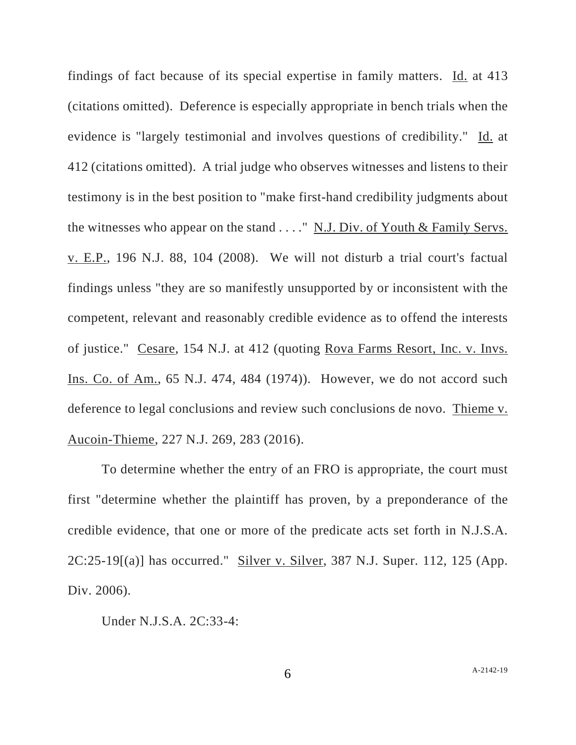findings of fact because of its special expertise in family matters. Id. at 413 (citations omitted). Deference is especially appropriate in bench trials when the evidence is "largely testimonial and involves questions of credibility." Id. at 412 (citations omitted). A trial judge who observes witnesses and listens to their testimony is in the best position to "make first-hand credibility judgments about the witnesses who appear on the stand . . . ." N.J. Div. of Youth & Family Servs. v. E.P., 196 N.J. 88, 104 (2008). We will not disturb a trial court's factual findings unless "they are so manifestly unsupported by or inconsistent with the competent, relevant and reasonably credible evidence as to offend the interests of justice." Cesare, 154 N.J. at 412 (quoting Rova Farms Resort, Inc. v. Invs. Ins. Co. of Am., 65 N.J. 474, 484 (1974)). However, we do not accord such deference to legal conclusions and review such conclusions de novo. Thieme v. Aucoin-Thieme, 227 N.J. 269, 283 (2016).

To determine whether the entry of an FRO is appropriate, the court must first "determine whether the plaintiff has proven, by a preponderance of the credible evidence, that one or more of the predicate acts set forth in N.J.S.A. 2C:25-19[(a)] has occurred." Silver v. Silver, 387 N.J. Super. 112, 125 (App. Div. 2006).

Under N.J.S.A. 2C:33-4: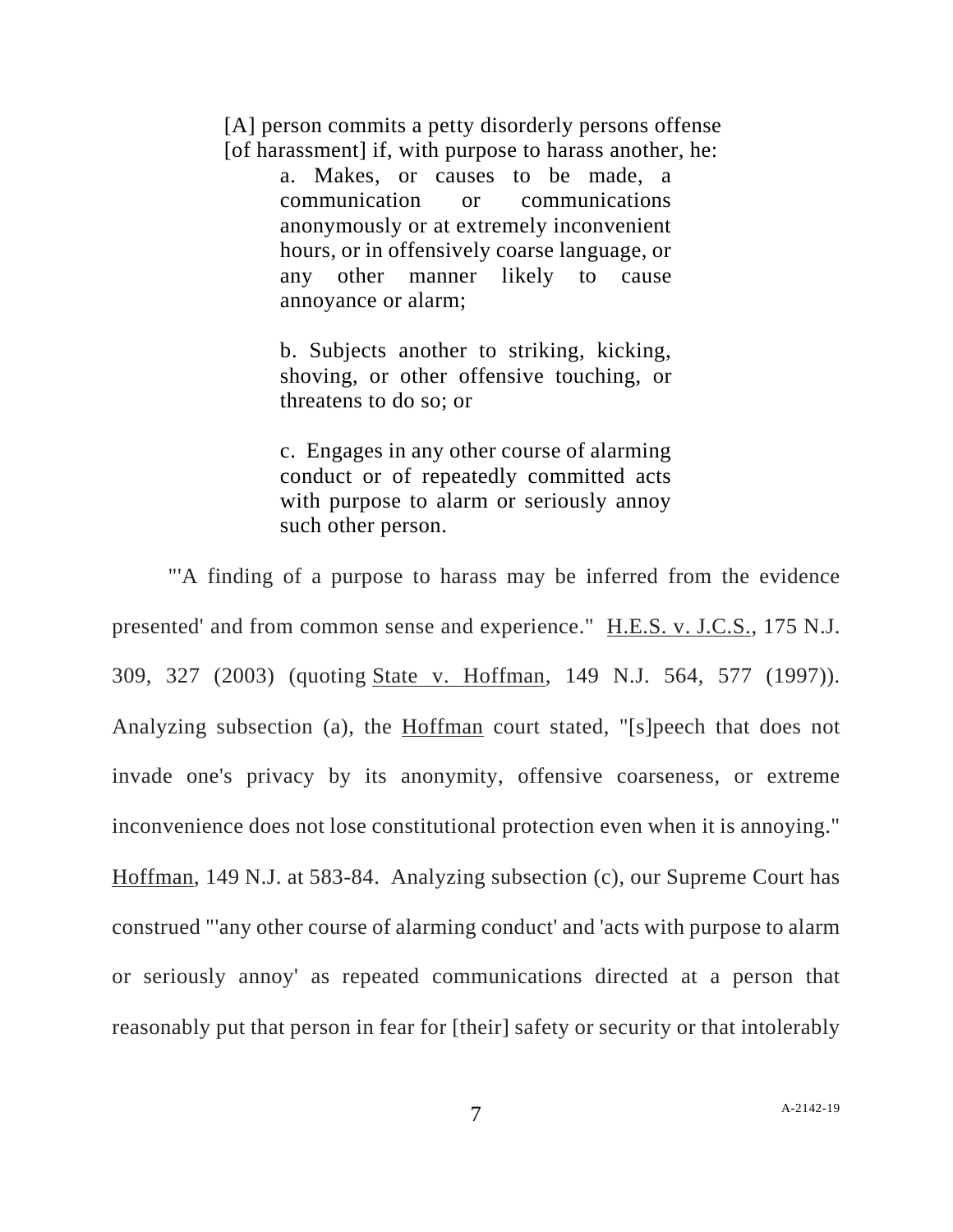> [A] person commits a petty disorderly persons offense [of harassment] if, with purpose to harass another, he:
>
> > a. Makes, or causes to be made, a communication or communications anonymously or at extremely inconvenient hours, or in offensively coarse language, or any other manner likely to cause annoyance or alarm;
> >
> > b. Subjects another to striking, kicking, shoving, or other offensive touching, or threatens to do so; or
> >
> > c. Engages in any other course of alarming conduct or of repeatedly committed acts with purpose to alarm or seriously annoy such other person.

"'A finding of a purpose to harass may be inferred from the evidence presented' and from common sense and experience." H.E.S. v. J.C.S., 175 N.J. 309, 327 (2003) (quoting State v. Hoffman, 149 N.J. 564, 577 (1997)). Analyzing subsection (a), the Hoffman court stated, "[s]peech that does not invade one's privacy by its anonymity, offensive coarseness, or extreme inconvenience does not lose constitutional protection even when it is annoying." Hoffman, 149 N.J. at 583-84. Analyzing subsection (c), our Supreme Court has construed "'any other course of alarming conduct' and 'acts with purpose to alarm or seriously annoy' as repeated communications directed at a person that reasonably put that person in fear for [their] safety or security or that intolerably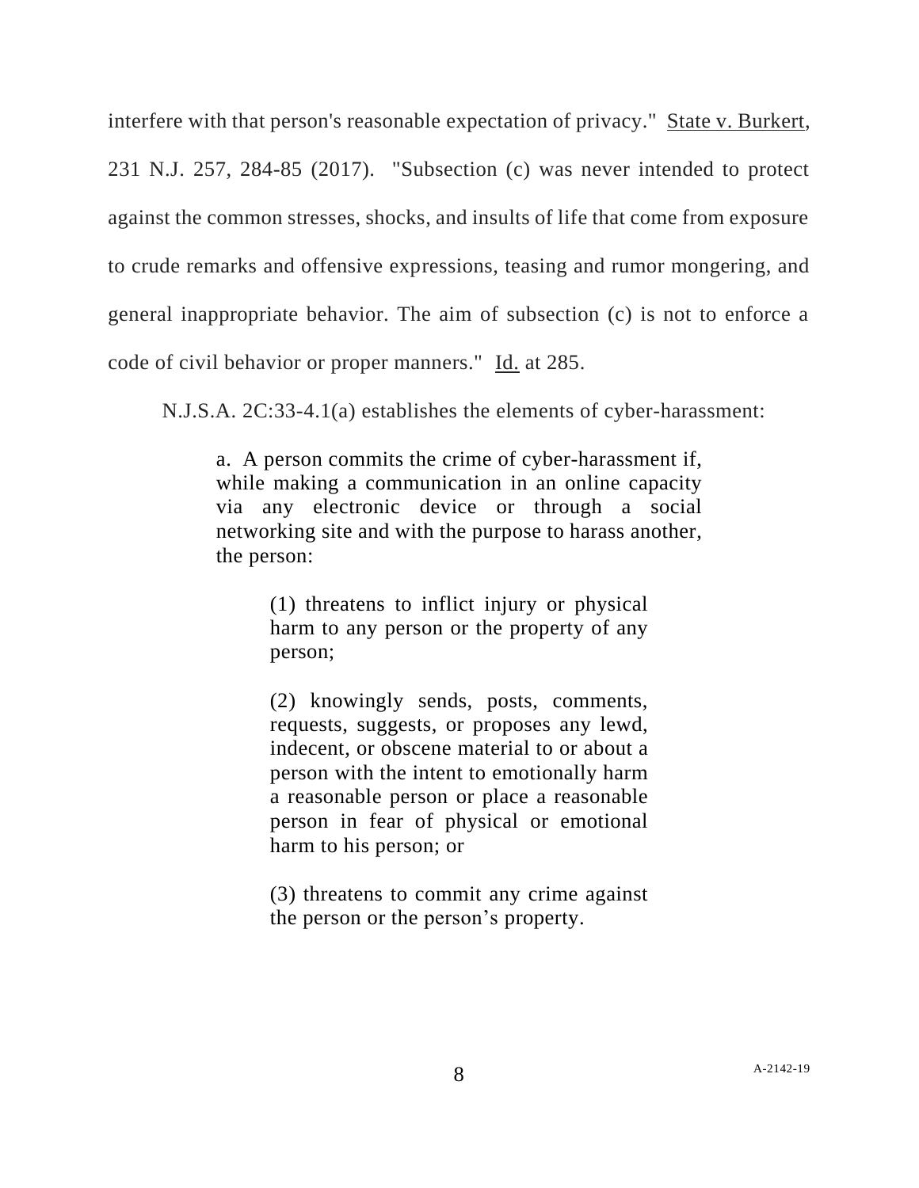interfere with that person's reasonable expectation of privacy." State v. Burkert, 231 N.J. 257, 284-85 (2017). "Subsection (c) was never intended to protect against the common stresses, shocks, and insults of life that come from exposure to crude remarks and offensive expressions, teasing and rumor mongering, and general inappropriate behavior. The aim of subsection (c) is not to enforce a code of civil behavior or proper manners." Id. at 285.

N.J.S.A. 2C:33-4.1(a) establishes the elements of cyber-harassment:

> a. A person commits the crime of cyber-harassment if, while making a communication in an online capacity via any electronic device or through a social networking site and with the purpose to harass another, the person:
>
> > (1) threatens to inflict injury or physical harm to any person or the property of any person;
> >
> > (2) knowingly sends, posts, comments, requests, suggests, or proposes any lewd, indecent, or obscene material to or about a person with the intent to emotionally harm a reasonable person or place a reasonable person in fear of physical or emotional harm to his person; or
> >
> > (3) threatens to commit any crime against the person or the person's property.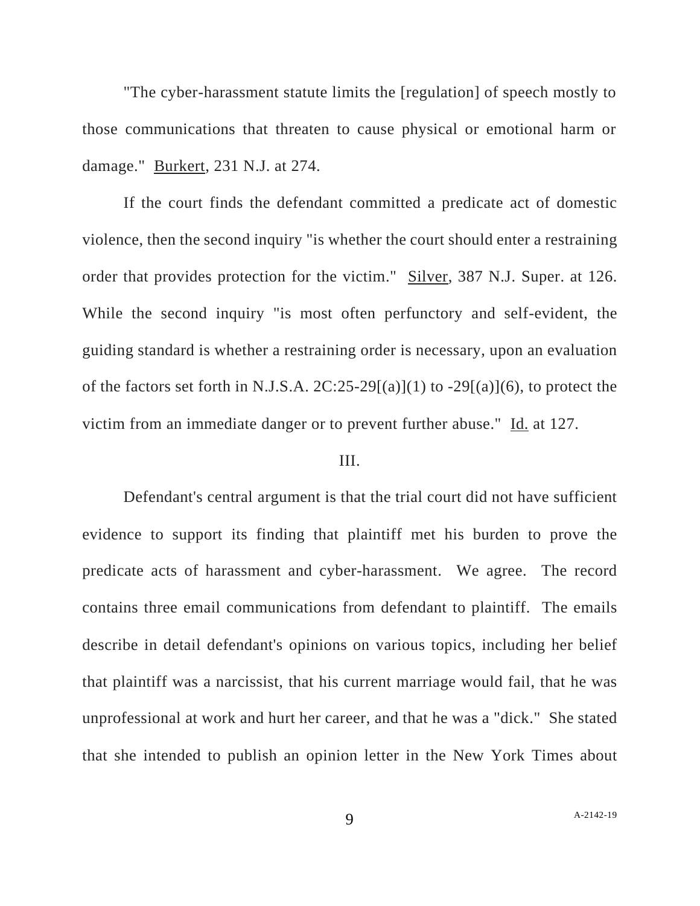"The cyber-harassment statute limits the [regulation] of speech mostly to those communications that threaten to cause physical or emotional harm or damage." Burkert, 231 N.J. at 274.

If the court finds the defendant committed a predicate act of domestic violence, then the second inquiry "is whether the court should enter a restraining order that provides protection for the victim." Silver, 387 N.J. Super. at 126. While the second inquiry "is most often perfunctory and self-evident, the guiding standard is whether a restraining order is necessary, upon an evaluation of the factors set forth in N.J.S.A. 2C:25-29[(a)](1) to -29[(a)](6), to protect the victim from an immediate danger or to prevent further abuse." Id. at 127.

## III.

Defendant's central argument is that the trial court did not have sufficient evidence to support its finding that plaintiff met his burden to prove the predicate acts of harassment and cyber-harassment. We agree. The record contains three email communications from defendant to plaintiff. The emails describe in detail defendant's opinions on various topics, including her belief that plaintiff was a narcissist, that his current marriage would fail, that he was unprofessional at work and hurt her career, and that he was a "dick." She stated that she intended to publish an opinion letter in the New York Times about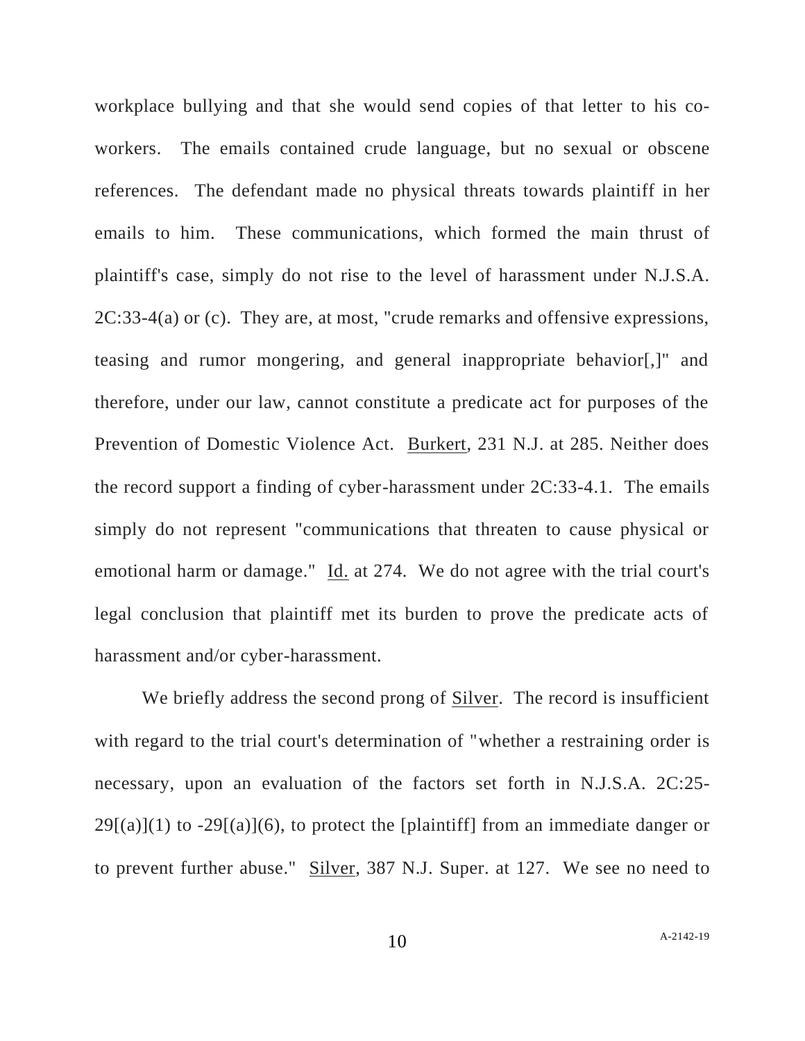workplace bullying and that she would send copies of that letter to his co-workers. The emails contained crude language, but no sexual or obscene references. The defendant made no physical threats towards plaintiff in her emails to him. These communications, which formed the main thrust of plaintiff's case, simply do not rise to the level of harassment under N.J.S.A. 2C:33-4(a) or (c). They are, at most, "crude remarks and offensive expressions, teasing and rumor mongering, and general inappropriate behavior[,]" and therefore, under our law, cannot constitute a predicate act for purposes of the Prevention of Domestic Violence Act. Burkert, 231 N.J. at 285. Neither does the record support a finding of cyber-harassment under 2C:33-4.1. The emails simply do not represent "communications that threaten to cause physical or emotional harm or damage." Id. at 274. We do not agree with the trial court's legal conclusion that plaintiff met its burden to prove the predicate acts of harassment and/or cyber-harassment.

We briefly address the second prong of Silver. The record is insufficient with regard to the trial court's determination of "whether a restraining order is necessary, upon an evaluation of the factors set forth in N.J.S.A. 2C:25-29[(a)](1) to -29[(a)](6), to protect the [plaintiff] from an immediate danger or to prevent further abuse." Silver, 387 N.J. Super. at 127. We see no need to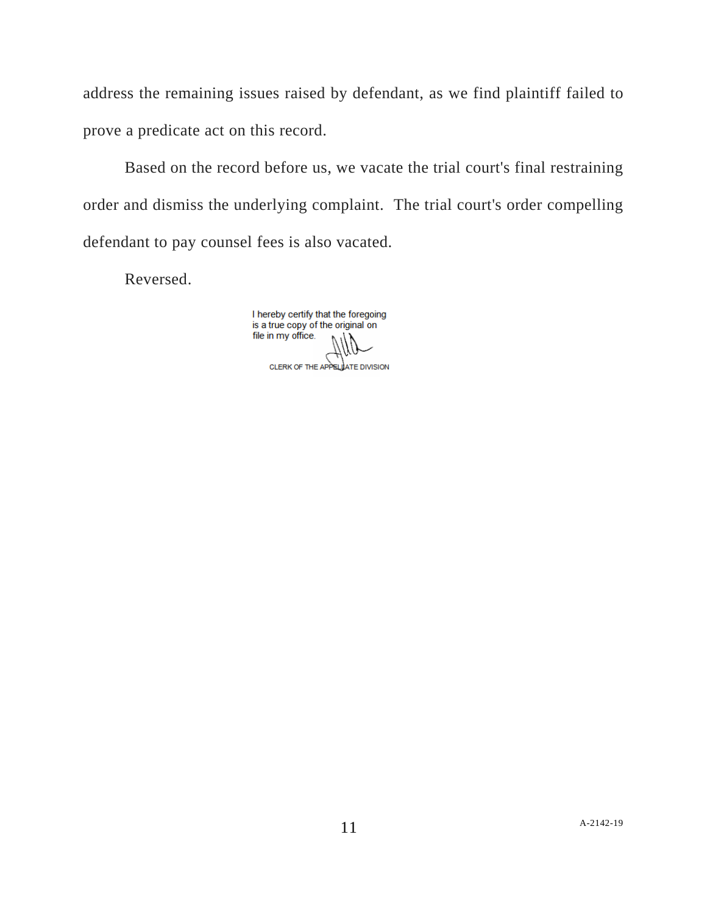address the remaining issues raised by defendant, as we find plaintiff failed to prove a predicate act on this record.

Based on the record before us, we vacate the trial court's final restraining order and dismiss the underlying complaint. The trial court's order compelling defendant to pay counsel fees is also vacated.

Reversed.

I hereby certify that the foregoing is a true copy of the original on file in my office.

CLERK OF THE APPELLATE DIVISION